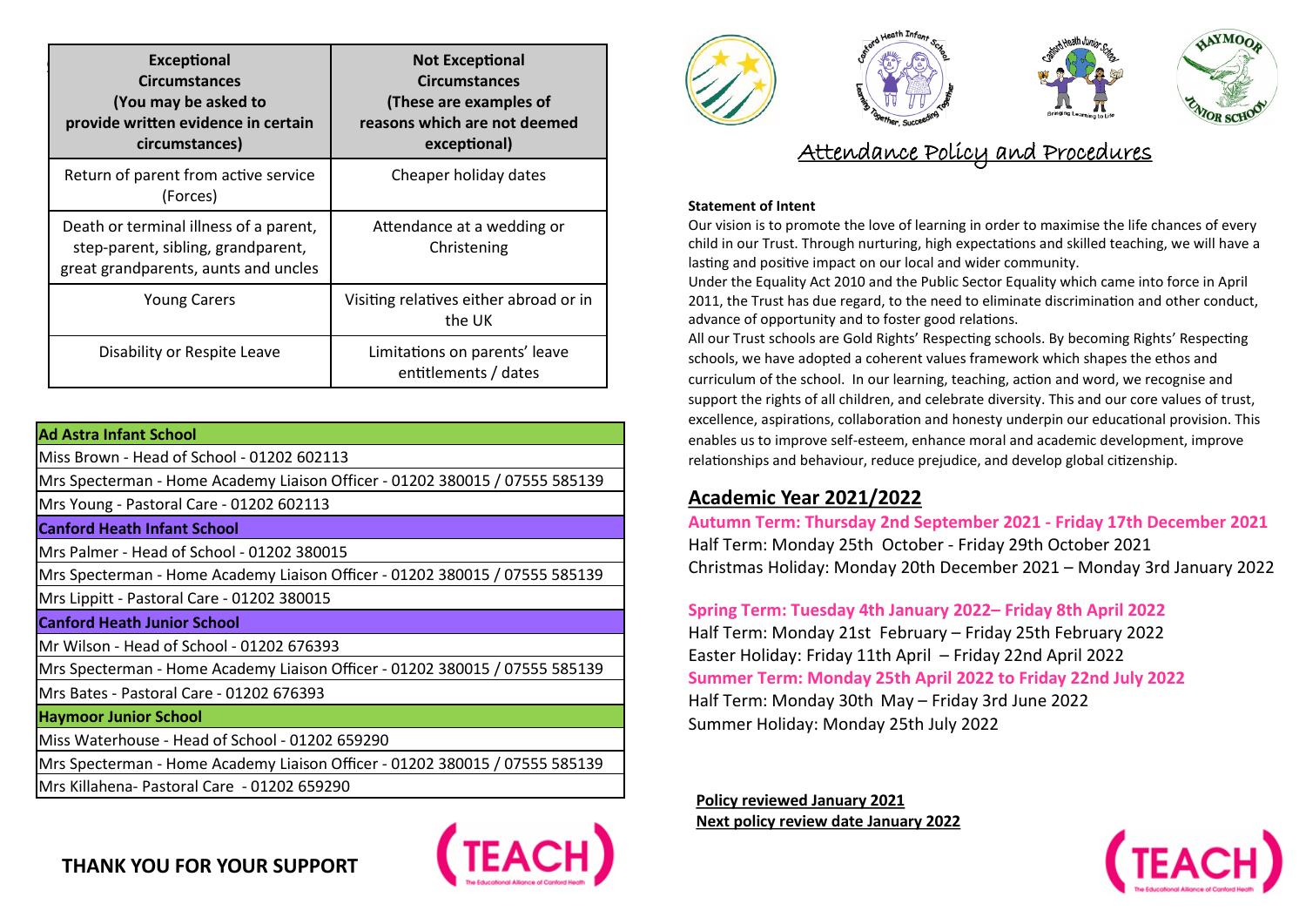| Exceptional Circumstances (You may be asked to provide written evidence in certain circumstances) | Not Exceptional Circumstances (These are examples of reasons which are not deemed exceptional) |
|---|---|
| Return of parent from active service (Forces) | Cheaper holiday dates |
| Death or terminal illness of a parent, step-parent, sibling, grandparent, great grandparents, aunts and uncles | Attendance at a wedding or Christening |
| Young Carers | Visiting relatives either abroad or in the UK |
| Disability or Respite Leave | Limitations on parents' leave entitlements / dates |

| **Ad Astra Infant School** |
|---|
| Miss Brown - Head of School - 01202 602113 |
| Mrs Specterman - Home Academy Liaison Officer - 01202 380015 / 07555 585139 |
| Mrs Young - Pastoral Care - 01202 602113 |
| **Canford Heath Infant School** |
| Mrs Palmer - Head of School - 01202 380015 |
| Mrs Specterman - Home Academy Liaison Officer - 01202 380015 / 07555 585139 |
| Mrs Lippitt - Pastoral Care - 01202 380015 |
| **Canford Heath Junior School** |
| Mr Wilson - Head of School - 01202 676393 |
| Mrs Specterman - Home Academy Liaison Officer - 01202 380015 / 07555 585139 |
| Mrs Bates - Pastoral Care - 01202 676393 |
| **Haymoor Junior School** |
| Miss Waterhouse - Head of School - 01202 659290 |
| Mrs Specterman - Home Academy Liaison Officer - 01202 380015 / 07555 585139 |
| Mrs Killahena- Pastoral Care - 01202 659290 |

**THANK YOU FOR YOUR SUPPORT**

# Attendance Policy and Procedures

**Statement of Intent**

Our vision is to promote the love of learning in order to maximise the life chances of every child in our Trust. Through nurturing, high expectations and skilled teaching, we will have a lasting and positive impact on our local and wider community.

Under the Equality Act 2010 and the Public Sector Equality which came into force in April 2011, the Trust has due regard, to the need to eliminate discrimination and other conduct, advance of opportunity and to foster good relations.

All our Trust schools are Gold Rights' Respecting schools. By becoming Rights' Respecting schools, we have adopted a coherent values framework which shapes the ethos and curriculum of the school. In our learning, teaching, action and word, we recognise and support the rights of all children, and celebrate diversity. This and our core values of trust, excellence, aspirations, collaboration and honesty underpin our educational provision. This enables us to improve self-esteem, enhance moral and academic development, improve relationships and behaviour, reduce prejudice, and develop global citizenship.

## Academic Year 2021/2022

**Autumn Term: Thursday 2nd September 2021 - Friday 17th December 2021**

Half Term: Monday 25th October - Friday 29th October 2021

Christmas Holiday: Monday 20th December 2021 – Monday 3rd January 2022

**Spring Term: Tuesday 4th January 2022– Friday 8th April 2022**

Half Term: Monday 21st February – Friday 25th February 2022

Easter Holiday: Friday 11th April – Friday 22nd April 2022

**Summer Term: Monday 25th April 2022 to Friday 22nd July 2022**

Half Term: Monday 30th May – Friday 3rd June 2022

Summer Holiday: Monday 25th July 2022

**Policy reviewed January 2021**

**Next policy review date January 2022**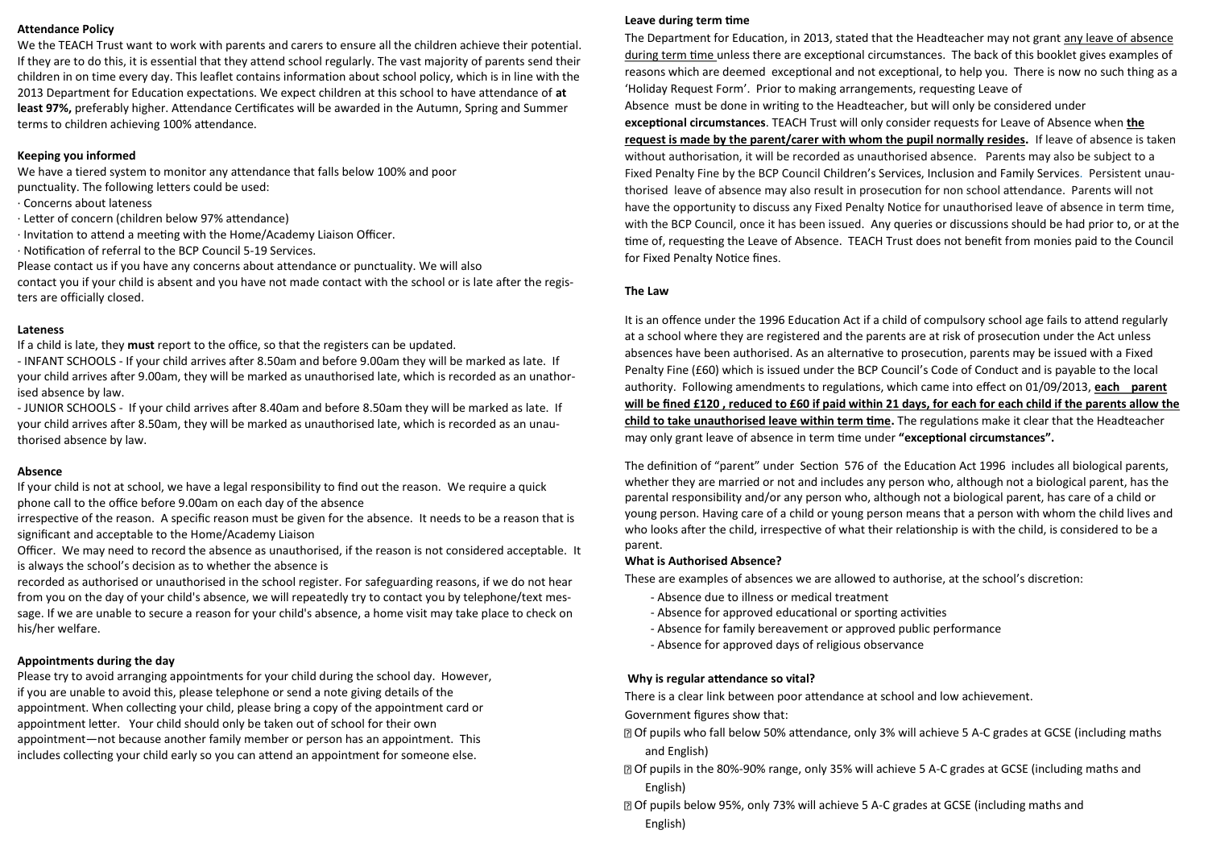## Attendance Policy

We the TEACH Trust want to work with parents and carers to ensure all the children achieve their potential. If they are to do this, it is essential that they attend school regularly. The vast majority of parents send their children in on time every day. This leaflet contains information about school policy, which is in line with the 2013 Department for Education expectations. We expect children at this school to have attendance of **at least 97%,** preferably higher. Attendance Certificates will be awarded in the Autumn, Spring and Summer terms to children achieving 100% attendance.

## Keeping you informed

We have a tiered system to monitor any attendance that falls below 100% and poor punctuality. The following letters could be used:

- Concerns about lateness
- Letter of concern (children below 97% attendance)
- Invitation to attend a meeting with the Home/Academy Liaison Officer.
- Notification of referral to the BCP Council 5-19 Services.

Please contact us if you have any concerns about attendance or punctuality. We will also contact you if your child is absent and you have not made contact with the school or is late after the registers are officially closed.

## Lateness

If a child is late, they **must** report to the office, so that the registers can be updated.

- INFANT SCHOOLS - If your child arrives after 8.50am and before 9.00am they will be marked as late. If your child arrives after 9.00am, they will be marked as unauthorised late, which is recorded as an unathorised absence by law.

- JUNIOR SCHOOLS - If your child arrives after 8.40am and before 8.50am they will be marked as late. If your child arrives after 8.50am, they will be marked as unauthorised late, which is recorded as an unauthorised absence by law.

## Absence

If your child is not at school, we have a legal responsibility to find out the reason. We require a quick phone call to the office before 9.00am on each day of the absence irrespective of the reason. A specific reason must be given for the absence. It needs to be a reason that is significant and acceptable to the Home/Academy Liaison Officer. We may need to record the absence as unauthorised, if the reason is not considered acceptable. It is always the school's decision as to whether the absence is recorded as authorised or unauthorised in the school register. For safeguarding reasons, if we do not hear from you on the day of your child's absence, we will repeatedly try to contact you by telephone/text message. If we are unable to secure a reason for your child's absence, a home visit may take place to check on his/her welfare.

## Appointments during the day

Please try to avoid arranging appointments for your child during the school day. However, if you are unable to avoid this, please telephone or send a note giving details of the appointment. When collecting your child, please bring a copy of the appointment card or appointment letter. Your child should only be taken out of school for their own appointment—not because another family member or person has an appointment. This includes collecting your child early so you can attend an appointment for someone else.

## Leave during term time

The Department for Education, in 2013, stated that the Headteacher may not grant any leave of absence during term time unless there are exceptional circumstances. The back of this booklet gives examples of reasons which are deemed exceptional and not exceptional, to help you. There is now no such thing as a 'Holiday Request Form'. Prior to making arrangements, requesting Leave of Absence must be done in writing to the Headteacher, but will only be considered under **exceptional circumstances**. TEACH Trust will only consider requests for Leave of Absence when **the request is made by the parent/carer with whom the pupil normally resides.** If leave of absence is taken without authorisation, it will be recorded as unauthorised absence. Parents may also be subject to a Fixed Penalty Fine by the BCP Council Children's Services, Inclusion and Family Services. Persistent unauthorised leave of absence may also result in prosecution for non school attendance. Parents will not have the opportunity to discuss any Fixed Penalty Notice for unauthorised leave of absence in term time, with the BCP Council, once it has been issued. Any queries or discussions should be had prior to, or at the time of, requesting the Leave of Absence. TEACH Trust does not benefit from monies paid to the Council for Fixed Penalty Notice fines.

## The Law

It is an offence under the 1996 Education Act if a child of compulsory school age fails to attend regularly at a school where they are registered and the parents are at risk of prosecution under the Act unless absences have been authorised. As an alternative to prosecution, parents may be issued with a Fixed Penalty Fine (£60) which is issued under the BCP Council's Code of Conduct and is payable to the local authority. Following amendments to regulations, which came into effect on 01/09/2013, **each parent will be fined £120 , reduced to £60 if paid within 21 days, for each for each child if the parents allow the child to take unauthorised leave within term time.** The regulations make it clear that the Headteacher may only grant leave of absence in term time under **"exceptional circumstances".**

The definition of "parent" under Section 576 of the Education Act 1996 includes all biological parents, whether they are married or not and includes any person who, although not a biological parent, has the parental responsibility and/or any person who, although not a biological parent, has care of a child or young person. Having care of a child or young person means that a person with whom the child lives and who looks after the child, irrespective of what their relationship is with the child, is considered to be a parent.

### What is Authorised Absence?

These are examples of absences we are allowed to authorise, at the school's discretion:

- Absence due to illness or medical treatment
- Absence for approved educational or sporting activities
- Absence for family bereavement or approved public performance
- Absence for approved days of religious observance

### Why is regular attendance so vital?

There is a clear link between poor attendance at school and low achievement.

Government figures show that:

- Of pupils who fall below 50% attendance, only 3% will achieve 5 A-C grades at GCSE (including maths and English)
- Of pupils in the 80%-90% range, only 35% will achieve 5 A-C grades at GCSE (including maths and English)
- Of pupils below 95%, only 73% will achieve 5 A-C grades at GCSE (including maths and English)